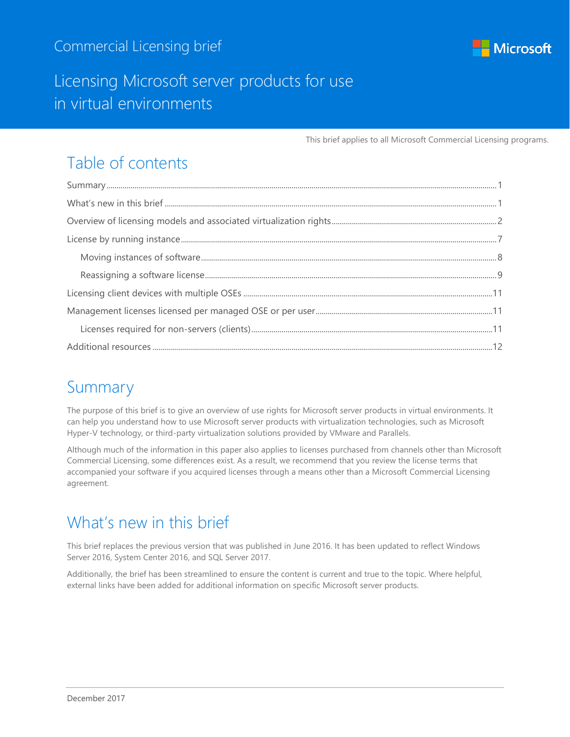Commercial Licensing brief

# Licensing Microsoft server products for use in virtual environments

This brief applies to all Microsoft Commercial Licensing programs.

## Table of contents

Summary ..... 1
What's new in this brief ..... 1
Overview of licensing models and associated virtualization rights ..... 2
License by running instance ..... 7
  Moving instances of software ..... 8
  Reassigning a software license ..... 9
Licensing client devices with multiple OSEs ..... 11
Management licenses licensed per managed OSE or per user ..... 11
  Licenses required for non-servers (clients) ..... 11
Additional resources ..... 12

## Summary

The purpose of this brief is to give an overview of use rights for Microsoft server products in virtual environments. It can help you understand how to use Microsoft server products with virtualization technologies, such as Microsoft Hyper-V technology, or third-party virtualization solutions provided by VMware and Parallels.

Although much of the information in this paper also applies to licenses purchased from channels other than Microsoft Commercial Licensing, some differences exist. As a result, we recommend that you review the license terms that accompanied your software if you acquired licenses through a means other than a Microsoft Commercial Licensing agreement.

## What's new in this brief

This brief replaces the previous version that was published in June 2016. It has been updated to reflect Windows Server 2016, System Center 2016, and SQL Server 2017.

Additionally, the brief has been streamlined to ensure the content is current and true to the topic. Where helpful, external links have been added for additional information on specific Microsoft server products.

December 2017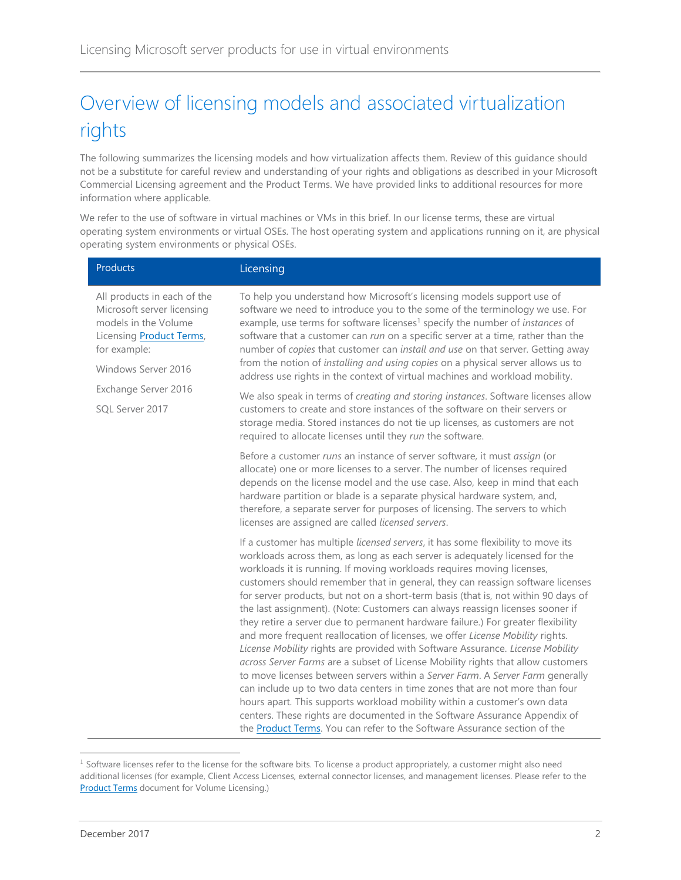# Overview of licensing models and associated virtualization rights

The following summarizes the licensing models and how virtualization affects them. Review of this guidance should not be a substitute for careful review and understanding of your rights and obligations as described in your Microsoft Commercial Licensing agreement and the Product Terms. We have provided links to additional resources for more information where applicable.

We refer to the use of software in virtual machines or VMs in this brief. In our license terms, these are virtual operating system environments or virtual OSEs. The host operating system and applications running on it, are physical operating system environments or physical OSEs.

| Products | Licensing |
|---|---|
| All products in each of the Microsoft server licensing models in the Volume Licensing Product Terms, for example:<br><br>Windows Server 2016<br><br>Exchange Server 2016<br><br>SQL Server 2017 | To help you understand how Microsoft's licensing models support use of software we need to introduce you to the some of the terminology we use. For example, use terms for software licenses[1] specify the number of *instances* of software that a customer can *run* on a specific server at a time, rather than the number of *copies* that customer can *install and use* on that server. Getting away from the notion of *installing and using copies* on a physical server allows us to address use rights in the context of virtual machines and workload mobility.<br><br>We also speak in terms of *creating and storing instances*. Software licenses allow customers to create and store instances of the software on their servers or storage media. Stored instances do not tie up licenses, as customers are not required to allocate licenses until they *run* the software.<br><br>Before a customer *runs* an instance of server software, it must *assign* (or allocate) one or more licenses to a server. The number of licenses required depends on the license model and the use case. Also, keep in mind that each hardware partition or blade is a separate physical hardware system, and, therefore, a separate server for purposes of licensing. The servers to which licenses are assigned are called *licensed servers*.<br><br>If a customer has multiple *licensed servers*, it has some flexibility to move its workloads across them, as long as each server is adequately licensed for the workloads it is running. If moving workloads requires moving licenses, customers should remember that in general, they can reassign software licenses for server products, but not on a short-term basis (that is, not within 90 days of the last assignment). (Note: Customers can always reassign licenses sooner if they retire a server due to permanent hardware failure.) For greater flexibility and more frequent reallocation of licenses, we offer *License Mobility* rights. *License Mobility* rights are provided with Software Assurance. *License Mobility across Server Farms* are a subset of License Mobility rights that allow customers to move licenses between servers within a *Server Farm*. A *Server Farm* generally can include up to two data centers in time zones that are not more than four hours apart. This supports workload mobility within a customer's own data centers. These rights are documented in the Software Assurance Appendix of the Product Terms. You can refer to the Software Assurance section of the |

[1] Software licenses refer to the license for the software bits. To license a product appropriately, a customer might also need additional licenses (for example, Client Access Licenses, external connector licenses, and management licenses. Please refer to the Product Terms document for Volume Licensing.)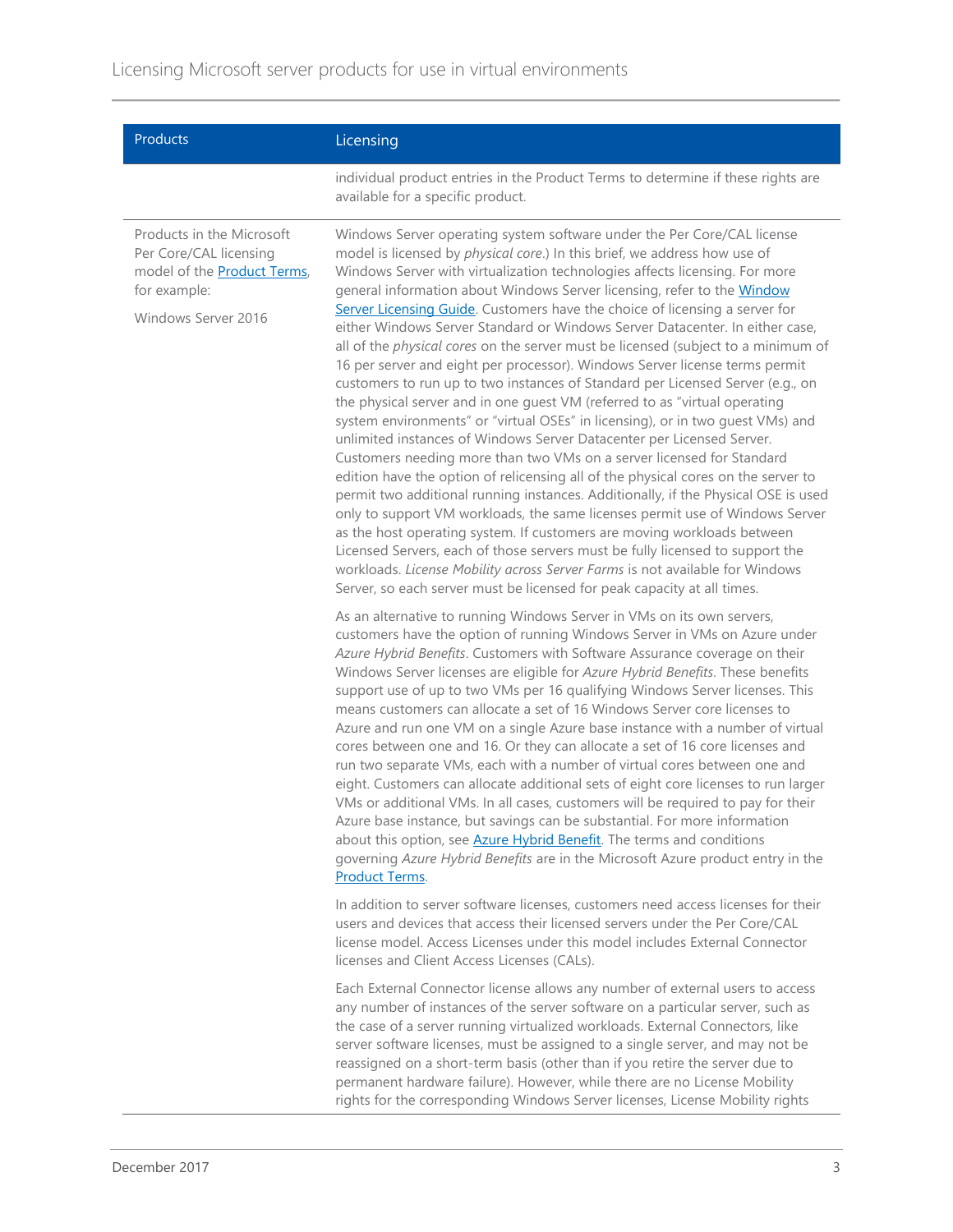| Products | Licensing |
|---|---|
| | individual product entries in the Product Terms to determine if these rights are available for a specific product. |
| Products in the Microsoft Per Core/CAL licensing model of the [Product Terms](), for example:<br><br>Windows Server 2016 | Windows Server operating system software under the Per Core/CAL license model is licensed by *physical core*.) In this brief, we address how use of Windows Server with virtualization technologies affects licensing. For more general information about Windows Server licensing, refer to the [Window Server Licensing Guide](). Customers have the choice of licensing a server for either Windows Server Standard or Windows Server Datacenter. In either case, all of the *physical cores* on the server must be licensed (subject to a minimum of 16 per server and eight per processor). Windows Server license terms permit customers to run up to two instances of Standard per Licensed Server (e.g., on the physical server and in one guest VM (referred to as "virtual operating system environments" or "virtual OSEs" in licensing), or in two guest VMs) and unlimited instances of Windows Server Datacenter per Licensed Server. Customers needing more than two VMs on a server licensed for Standard edition have the option of relicensing all of the physical cores on the server to permit two additional running instances. Additionally, if the Physical OSE is used only to support VM workloads, the same licenses permit use of Windows Server as the host operating system. If customers are moving workloads between Licensed Servers, each of those servers must be fully licensed to support the workloads. *License Mobility across Server Farms* is not available for Windows Server, so each server must be licensed for peak capacity at all times.<br><br>As an alternative to running Windows Server in VMs on its own servers, customers have the option of running Windows Server in VMs on Azure under *Azure Hybrid Benefits*. Customers with Software Assurance coverage on their Windows Server licenses are eligible for *Azure Hybrid Benefits*. These benefits support use of up to two VMs per 16 qualifying Windows Server licenses. This means customers can allocate a set of 16 Windows Server core licenses to Azure and run one VM on a single Azure base instance with a number of virtual cores between one and 16. Or they can allocate a set of 16 core licenses and run two separate VMs, each with a number of virtual cores between one and eight. Customers can allocate additional sets of eight core licenses to run larger VMs or additional VMs. In all cases, customers will be required to pay for their Azure base instance, but savings can be substantial. For more information about this option, see [Azure Hybrid Benefit](). The terms and conditions governing *Azure Hybrid Benefits* are in the Microsoft Azure product entry in the [Product Terms]().<br><br>In addition to server software licenses, customers need access licenses for their users and devices that access their licensed servers under the Per Core/CAL license model. Access Licenses under this model includes External Connector licenses and Client Access Licenses (CALs).<br><br>Each External Connector license allows any number of external users to access any number of instances of the server software on a particular server, such as the case of a server running virtualized workloads. External Connectors, like server software licenses, must be assigned to a single server, and may not be reassigned on a short-term basis (other than if you retire the server due to permanent hardware failure). However, while there are no License Mobility rights for the corresponding Windows Server licenses, License Mobility rights |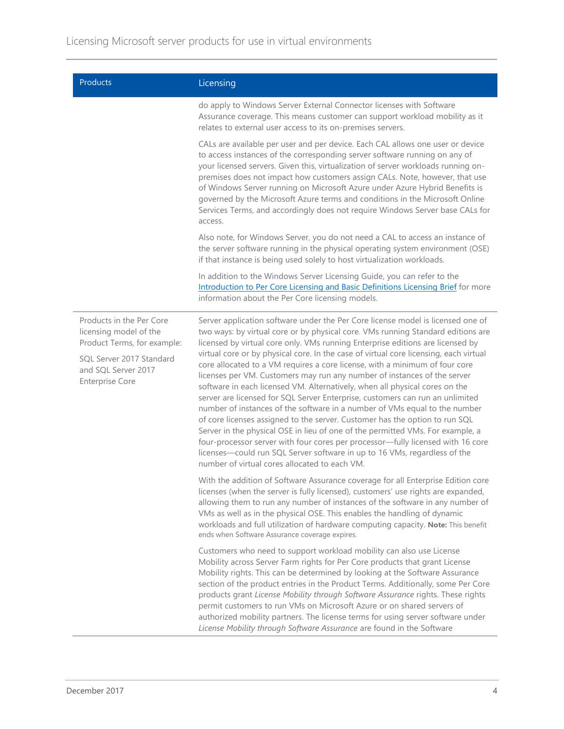| Products | Licensing |
| --- | --- |
| | do apply to Windows Server External Connector licenses with Software Assurance coverage. This means customer can support workload mobility as it relates to external user access to its on-premises servers.<br><br>CALs are available per user and per device. Each CAL allows one user or device to access instances of the corresponding server software running on any of your licensed servers. Given this, virtualization of server workloads running on-premises does not impact how customers assign CALs. Note, however, that use of Windows Server running on Microsoft Azure under Azure Hybrid Benefits is governed by the Microsoft Azure terms and conditions in the Microsoft Online Services Terms, and accordingly does not require Windows Server base CALs for access.<br><br>Also note, for Windows Server, you do not need a CAL to access an instance of the server software running in the physical operating system environment (OSE) if that instance is being used solely to host virtualization workloads.<br><br>In addition to the Windows Server Licensing Guide, you can refer to the Introduction to Per Core Licensing and Basic Definitions Licensing Brief for more information about the Per Core licensing models. |
| Products in the Per Core licensing model of the Product Terms, for example:<br><br>SQL Server 2017 Standard and SQL Server 2017 Enterprise Core | Server application software under the Per Core license model is licensed one of two ways: by virtual core or by physical core. VMs running Standard editions are licensed by virtual core only. VMs running Enterprise editions are licensed by virtual core or by physical core. In the case of virtual core licensing, each virtual core allocated to a VM requires a core license, with a minimum of four core licenses per VM. Customers may run any number of instances of the server software in each licensed VM. Alternatively, when all physical cores on the server are licensed for SQL Server Enterprise, customers can run an unlimited number of instances of the software in a number of VMs equal to the number of core licenses assigned to the server. Customer has the option to run SQL Server in the physical OSE in lieu of one of the permitted VMs. For example, a four-processor server with four cores per processor—fully licensed with 16 core licenses—could run SQL Server software in up to 16 VMs, regardless of the number of virtual cores allocated to each VM.<br><br>With the addition of Software Assurance coverage for all Enterprise Edition core licenses (when the server is fully licensed), customers' use rights are expanded, allowing them to run any number of instances of the software in any number of VMs as well as in the physical OSE. This enables the handling of dynamic workloads and full utilization of hardware computing capacity. **Note:** This benefit ends when Software Assurance coverage expires.<br><br>Customers who need to support workload mobility can also use License Mobility across Server Farm rights for Per Core products that grant License Mobility rights. This can be determined by looking at the Software Assurance section of the product entries in the Product Terms. Additionally, some Per Core products grant *License Mobility through Software Assurance* rights. These rights permit customers to run VMs on Microsoft Azure or on shared servers of authorized mobility partners. The license terms for using server software under *License Mobility through Software Assurance* are found in the Software |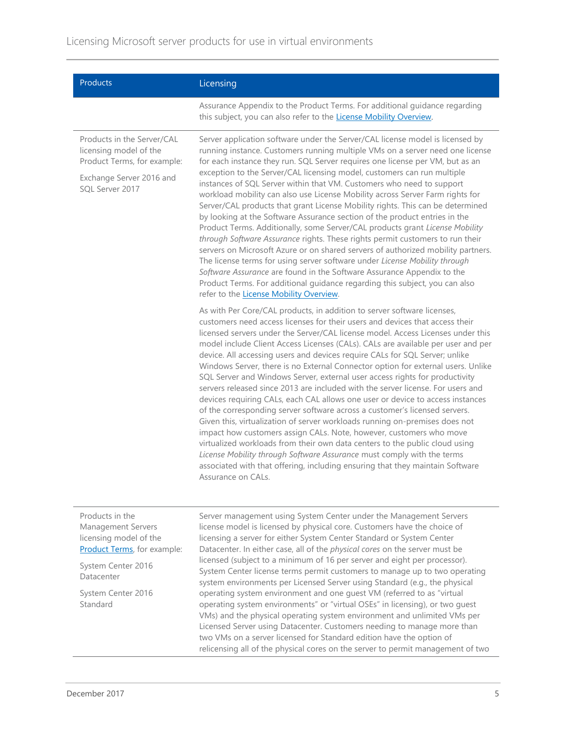| Products | Licensing |
| --- | --- |
| | Assurance Appendix to the Product Terms. For additional guidance regarding this subject, you can also refer to the [License Mobility Overview](). |
| Products in the Server/CAL licensing model of the Product Terms, for example:<br><br>Exchange Server 2016 and SQL Server 2017 | Server application software under the Server/CAL license model is licensed by running instance. Customers running multiple VMs on a server need one license for each instance they run. SQL Server requires one license per VM, but as an exception to the Server/CAL licensing model, customers can run multiple instances of SQL Server within that VM. Customers who need to support workload mobility can also use License Mobility across Server Farm rights for Server/CAL products that grant License Mobility rights. This can be determined by looking at the Software Assurance section of the product entries in the Product Terms. Additionally, some Server/CAL products grant *License Mobility through Software Assurance* rights. These rights permit customers to run their servers on Microsoft Azure or on shared servers of authorized mobility partners. The license terms for using server software under *License Mobility through Software Assurance* are found in the Software Assurance Appendix to the Product Terms. For additional guidance regarding this subject, you can also refer to the [License Mobility Overview]().<br><br>As with Per Core/CAL products, in addition to server software licenses, customers need access licenses for their users and devices that access their licensed servers under the Server/CAL license model. Access Licenses under this model include Client Access Licenses (CALs). CALs are available per user and per device. All accessing users and devices require CALs for SQL Server; unlike Windows Server, there is no External Connector option for external users. Unlike SQL Server and Windows Server, external user access rights for productivity servers released since 2013 are included with the server license. For users and devices requiring CALs, each CAL allows one user or device to access instances of the corresponding server software across a customer's licensed servers. Given this, virtualization of server workloads running on-premises does not impact how customers assign CALs. Note, however, customers who move virtualized workloads from their own data centers to the public cloud using *License Mobility through Software Assurance* must comply with the terms associated with that offering, including ensuring that they maintain Software Assurance on CALs. |
| Products in the Management Servers licensing model of the [Product Terms](), for example:<br><br>System Center 2016 Datacenter<br><br>System Center 2016 Standard | Server management using System Center under the Management Servers license model is licensed by physical core. Customers have the choice of licensing a server for either System Center Standard or System Center Datacenter. In either case, all of the *physical cores* on the server must be licensed (subject to a minimum of 16 per server and eight per processor). System Center license terms permit customers to manage up to two operating system environments per Licensed Server using Standard (e.g., the physical operating system environment and one guest VM (referred to as "virtual operating system environments" or "virtual OSEs" in licensing), or two guest VMs) and the physical operating system environment and unlimited VMs per Licensed Server using Datacenter. Customers needing to manage more than two VMs on a server licensed for Standard edition have the option of relicensing all of the physical cores on the server to permit management of two |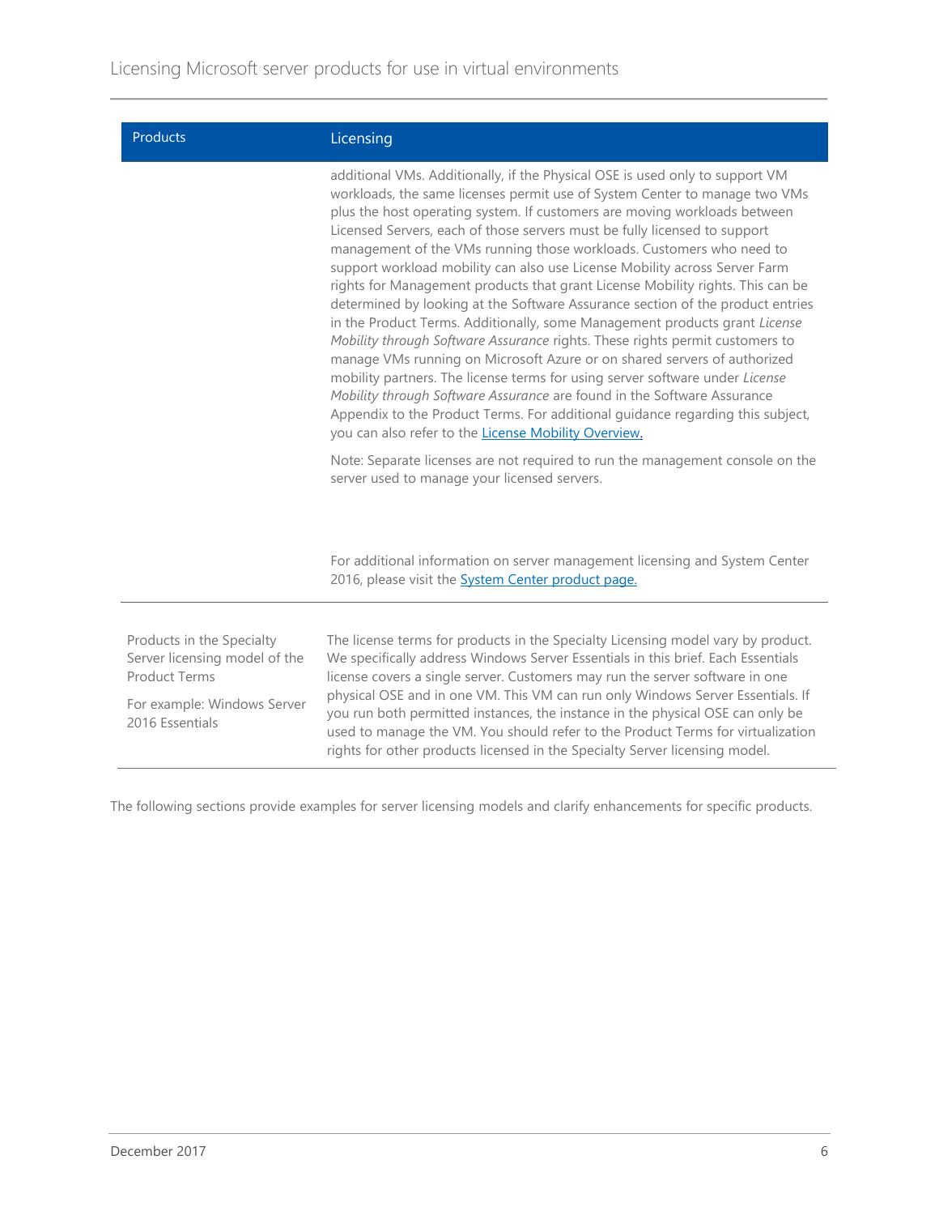| Products | Licensing |
| --- | --- |
| | additional VMs. Additionally, if the Physical OSE is used only to support VM workloads, the same licenses permit use of System Center to manage two VMs plus the host operating system. If customers are moving workloads between Licensed Servers, each of those servers must be fully licensed to support management of the VMs running those workloads. Customers who need to support workload mobility can also use License Mobility across Server Farm rights for Management products that grant License Mobility rights. This can be determined by looking at the Software Assurance section of the product entries in the Product Terms. Additionally, some Management products grant *License Mobility through Software Assurance* rights. These rights permit customers to manage VMs running on Microsoft Azure or on shared servers of authorized mobility partners. The license terms for using server software under *License Mobility through Software Assurance* are found in the Software Assurance Appendix to the Product Terms. For additional guidance regarding this subject, you can also refer to the License Mobility Overview.<br><br>Note: Separate licenses are not required to run the management console on the server used to manage your licensed servers.<br><br>For additional information on server management licensing and System Center 2016, please visit the System Center product page. |
| Products in the Specialty Server licensing model of the Product Terms<br><br>For example: Windows Server 2016 Essentials | The license terms for products in the Specialty Licensing model vary by product. We specifically address Windows Server Essentials in this brief. Each Essentials license covers a single server. Customers may run the server software in one physical OSE and in one VM. This VM can run only Windows Server Essentials. If you run both permitted instances, the instance in the physical OSE can only be used to manage the VM. You should refer to the Product Terms for virtualization rights for other products licensed in the Specialty Server licensing model. |

The following sections provide examples for server licensing models and clarify enhancements for specific products.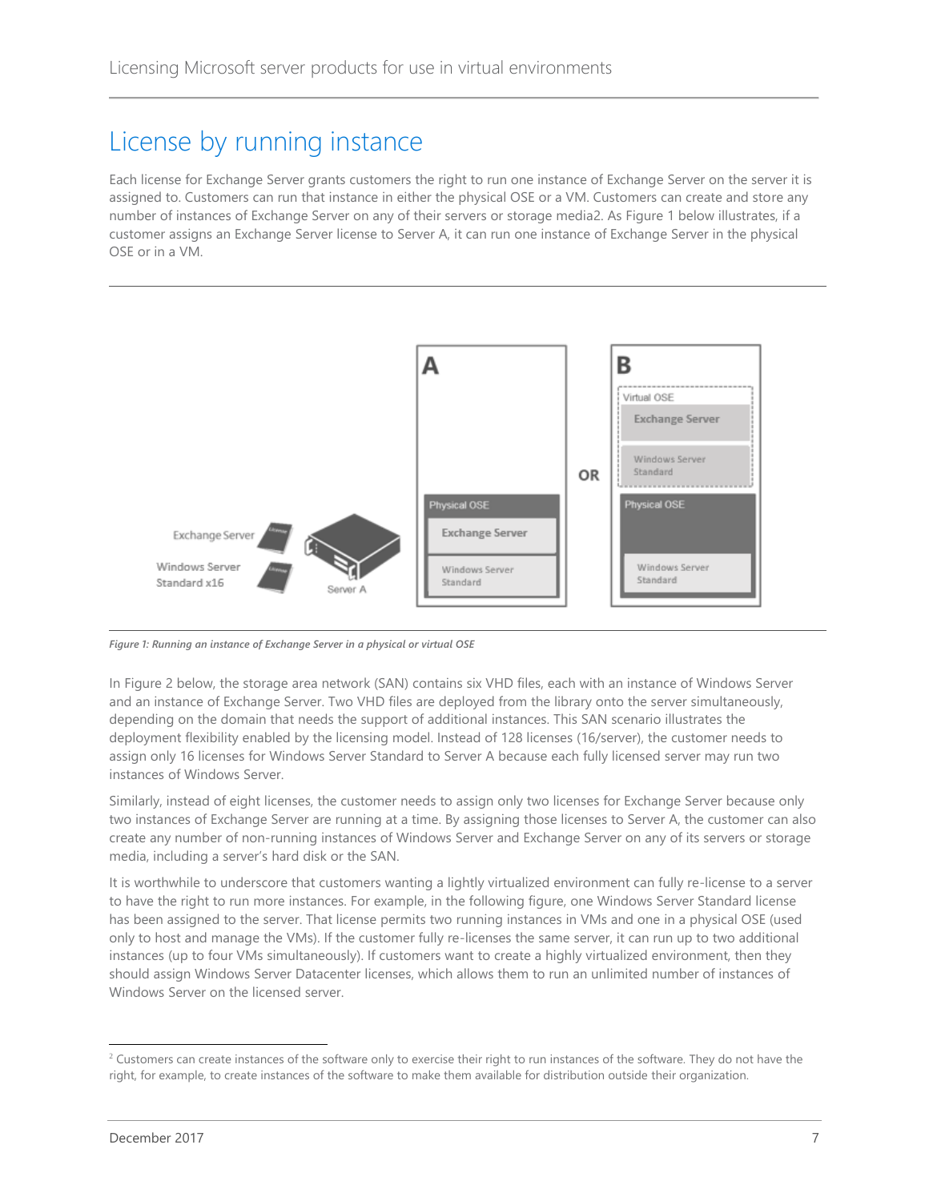# License by running instance

Each license for Exchange Server grants customers the right to run one instance of Exchange Server on the server it is assigned to. Customers can run that instance in either the physical OSE or a VM. Customers can create and store any number of instances of Exchange Server on any of their servers or storage media[2]. As Figure 1 below illustrates, if a customer assigns an Exchange Server license to Server A, it can run one instance of Exchange Server in the physical OSE or in a VM.

*Figure 1: Running an instance of Exchange Server in a physical or virtual OSE*

In Figure 2 below, the storage area network (SAN) contains six VHD files, each with an instance of Windows Server and an instance of Exchange Server. Two VHD files are deployed from the library onto the server simultaneously, depending on the domain that needs the support of additional instances. This SAN scenario illustrates the deployment flexibility enabled by the licensing model. Instead of 128 licenses (16/server), the customer needs to assign only 16 licenses for Windows Server Standard to Server A because each fully licensed server may run two instances of Windows Server.

Similarly, instead of eight licenses, the customer needs to assign only two licenses for Exchange Server because only two instances of Exchange Server are running at a time. By assigning those licenses to Server A, the customer can also create any number of non-running instances of Windows Server and Exchange Server on any of its servers or storage media, including a server's hard disk or the SAN.

It is worthwhile to underscore that customers wanting a lightly virtualized environment can fully re-license to a server to have the right to run more instances. For example, in the following figure, one Windows Server Standard license has been assigned to the server. That license permits two running instances in VMs and one in a physical OSE (used only to host and manage the VMs). If the customer fully re-licenses the same server, it can run up to two additional instances (up to four VMs simultaneously). If customers want to create a highly virtualized environment, then they should assign Windows Server Datacenter licenses, which allows them to run an unlimited number of instances of Windows Server on the licensed server.

[2] Customers can create instances of the software only to exercise their right to run instances of the software. They do not have the right, for example, to create instances of the software to make them available for distribution outside their organization.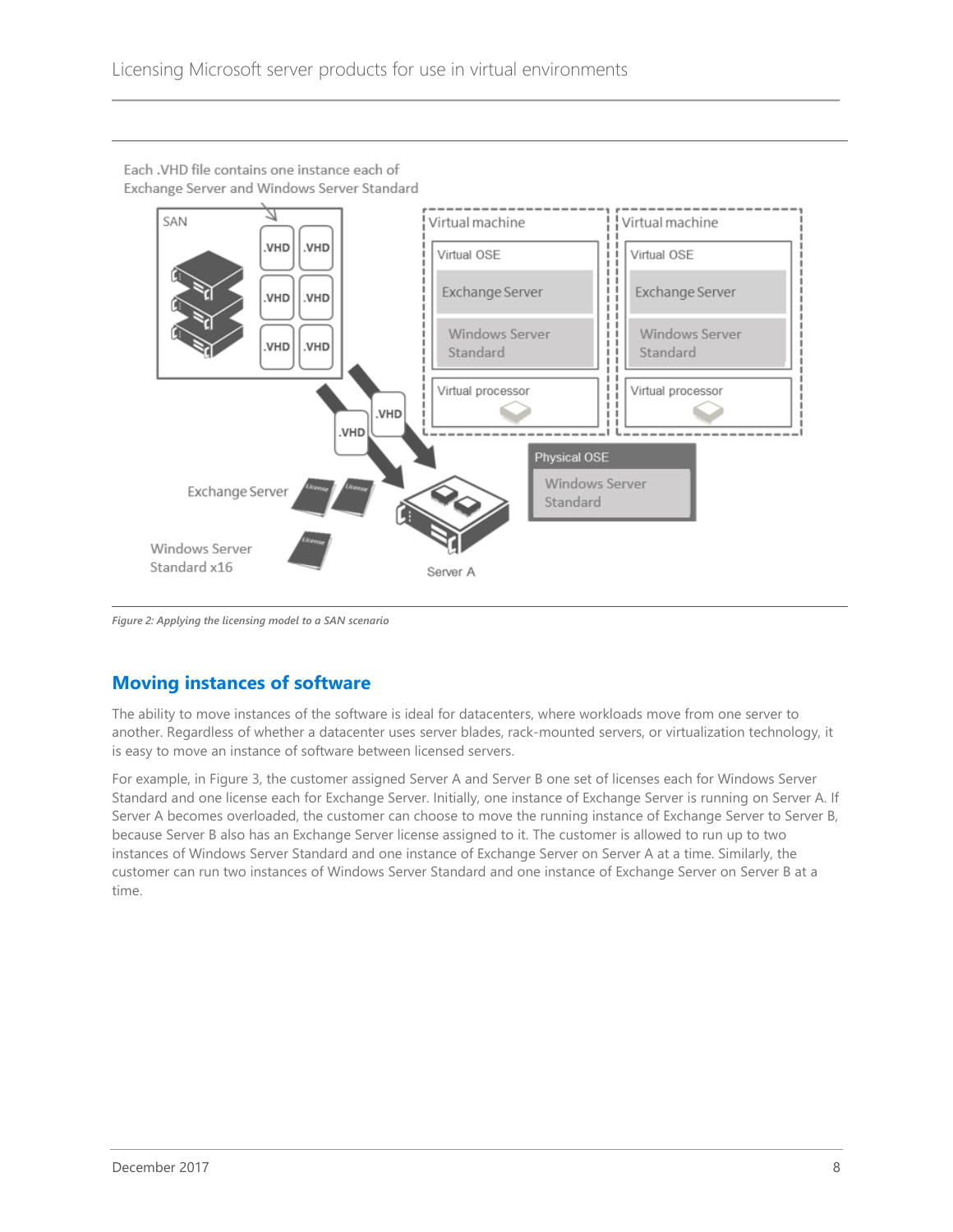Each .VHD file contains one instance each of Exchange Server and Windows Server Standard

SAN

.VHD .VHD .VHD .VHD .VHD .VHD

Virtual machine

Virtual OSE

Exchange Server

Windows Server Standard

Virtual processor

Virtual machine

Virtual OSE

Exchange Server

Windows Server Standard

Virtual processor

.VHD .VHD

Physical OSE

Windows Server Standard

Exchange Server

Windows Server Standard x16

Server A

*Figure 2: Applying the licensing model to a SAN scenario*

## Moving instances of software

The ability to move instances of the software is ideal for datacenters, where workloads move from one server to another. Regardless of whether a datacenter uses server blades, rack-mounted servers, or virtualization technology, it is easy to move an instance of software between licensed servers.

For example, in Figure 3, the customer assigned Server A and Server B one set of licenses each for Windows Server Standard and one license each for Exchange Server. Initially, one instance of Exchange Server is running on Server A. If Server A becomes overloaded, the customer can choose to move the running instance of Exchange Server to Server B, because Server B also has an Exchange Server license assigned to it. The customer is allowed to run up to two instances of Windows Server Standard and one instance of Exchange Server on Server A at a time. Similarly, the customer can run two instances of Windows Server Standard and one instance of Exchange Server on Server B at a time.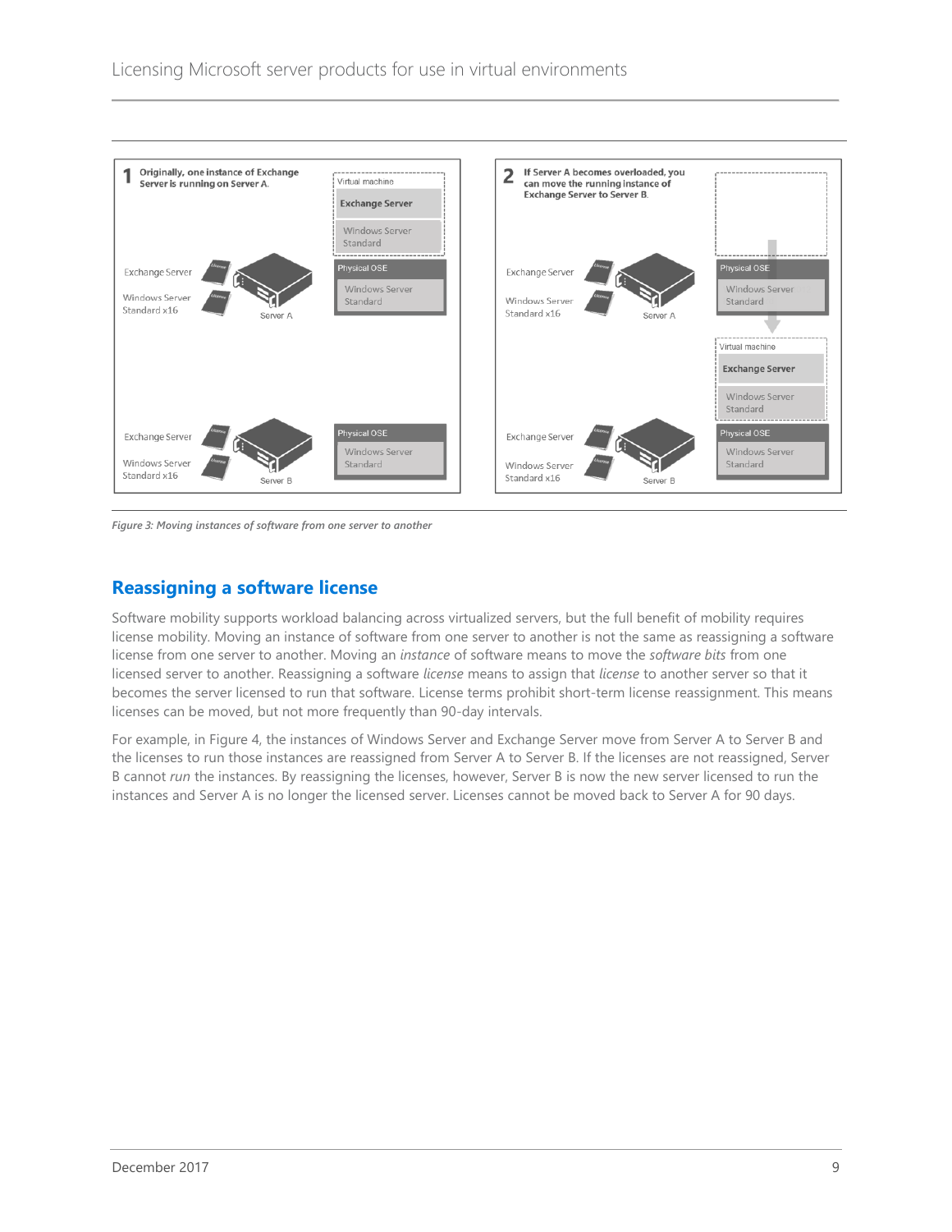*Figure 3: Moving instances of software from one server to another*

## Reassigning a software license

Software mobility supports workload balancing across virtualized servers, but the full benefit of mobility requires license mobility. Moving an instance of software from one server to another is not the same as reassigning a software license from one server to another. Moving an *instance* of software means to move the *software bits* from one licensed server to another. Reassigning a software *license* means to assign that *license* to another server so that it becomes the server licensed to run that software. License terms prohibit short-term license reassignment. This means licenses can be moved, but not more frequently than 90-day intervals.

For example, in Figure 4, the instances of Windows Server and Exchange Server move from Server A to Server B and the licenses to run those instances are reassigned from Server A to Server B. If the licenses are not reassigned, Server B cannot *run* the instances. By reassigning the licenses, however, Server B is now the new server licensed to run the instances and Server A is no longer the licensed server. Licenses cannot be moved back to Server A for 90 days.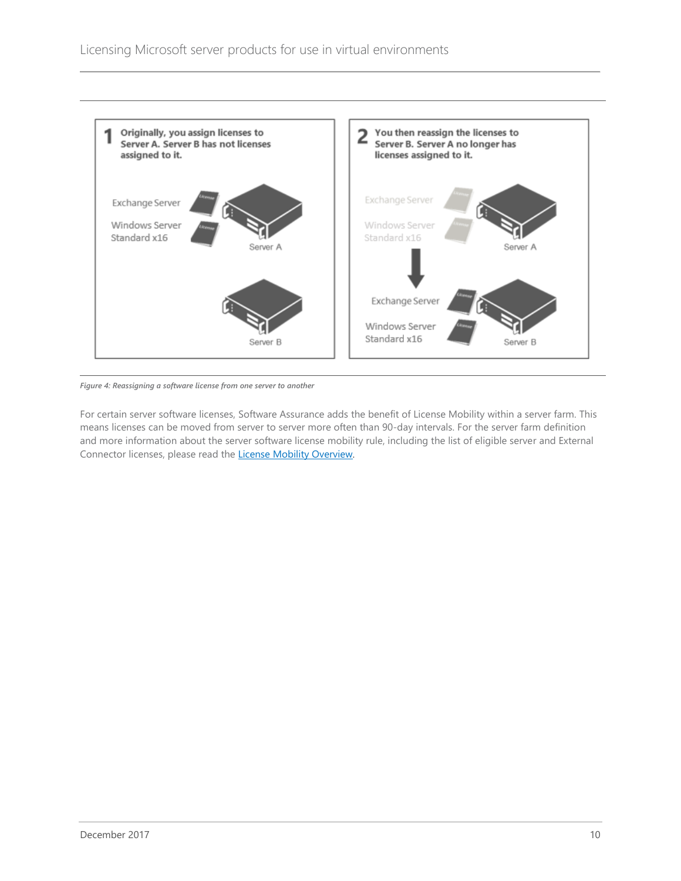*Figure 4: Reassigning a software license from one server to another*

For certain server software licenses, Software Assurance adds the benefit of License Mobility within a server farm. This means licenses can be moved from server to server more often than 90-day intervals. For the server farm definition and more information about the server software license mobility rule, including the list of eligible server and External Connector licenses, please read the License Mobility Overview.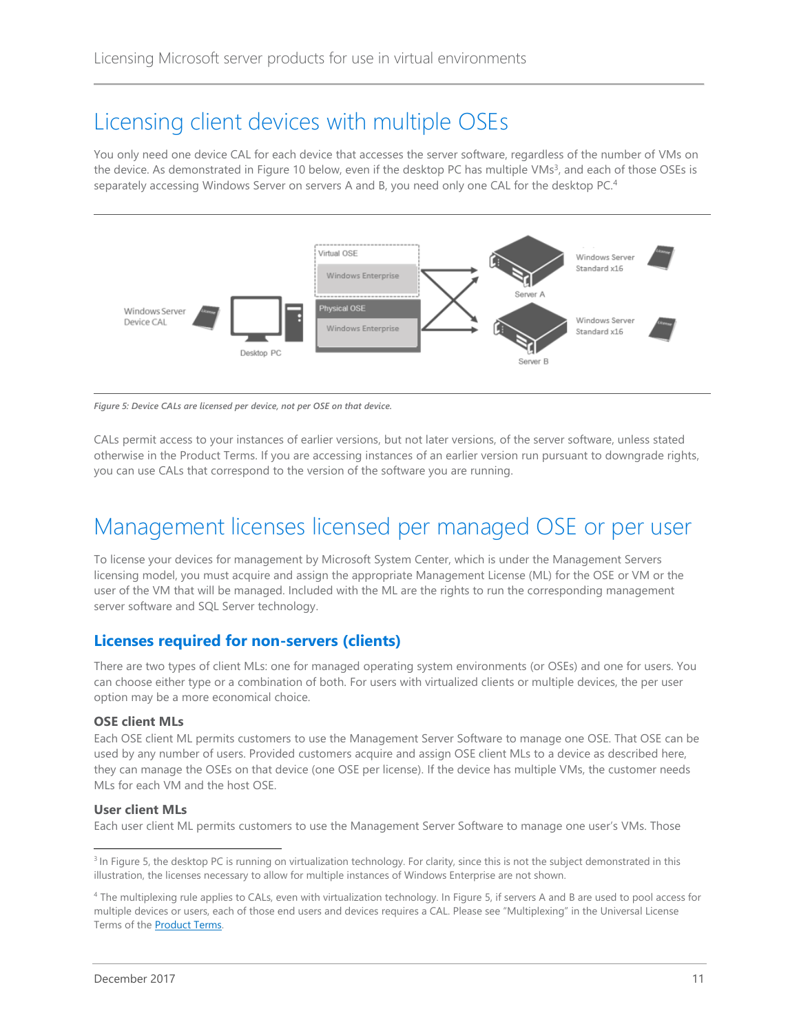# Licensing client devices with multiple OSEs

You only need one device CAL for each device that accesses the server software, regardless of the number of VMs on the device. As demonstrated in Figure 10 below, even if the desktop PC has multiple VMs[3], and each of those OSEs is separately accessing Windows Server on servers A and B, you need only one CAL for the desktop PC.[4]

*Figure 5: Device CALs are licensed per device, not per OSE on that device.*

CALs permit access to your instances of earlier versions, but not later versions, of the server software, unless stated otherwise in the Product Terms. If you are accessing instances of an earlier version run pursuant to downgrade rights, you can use CALs that correspond to the version of the software you are running.

# Management licenses licensed per managed OSE or per user

To license your devices for management by Microsoft System Center, which is under the Management Servers licensing model, you must acquire and assign the appropriate Management License (ML) for the OSE or VM or the user of the VM that will be managed. Included with the ML are the rights to run the corresponding management server software and SQL Server technology.

## Licenses required for non-servers (clients)

There are two types of client MLs: one for managed operating system environments (or OSEs) and one for users. You can choose either type or a combination of both. For users with virtualized clients or multiple devices, the per user option may be a more economical choice.

### OSE client MLs

Each OSE client ML permits customers to use the Management Server Software to manage one OSE. That OSE can be used by any number of users. Provided customers acquire and assign OSE client MLs to a device as described here, they can manage the OSEs on that device (one OSE per license). If the device has multiple VMs, the customer needs MLs for each VM and the host OSE.

### User client MLs

Each user client ML permits customers to use the Management Server Software to manage one user's VMs. Those

[3] In Figure 5, the desktop PC is running on virtualization technology. For clarity, since this is not the subject demonstrated in this illustration, the licenses necessary to allow for multiple instances of Windows Enterprise are not shown.

[4] The multiplexing rule applies to CALs, even with virtualization technology. In Figure 5, if servers A and B are used to pool access for multiple devices or users, each of those end users and devices requires a CAL. Please see "Multiplexing" in the Universal License Terms of the Product Terms.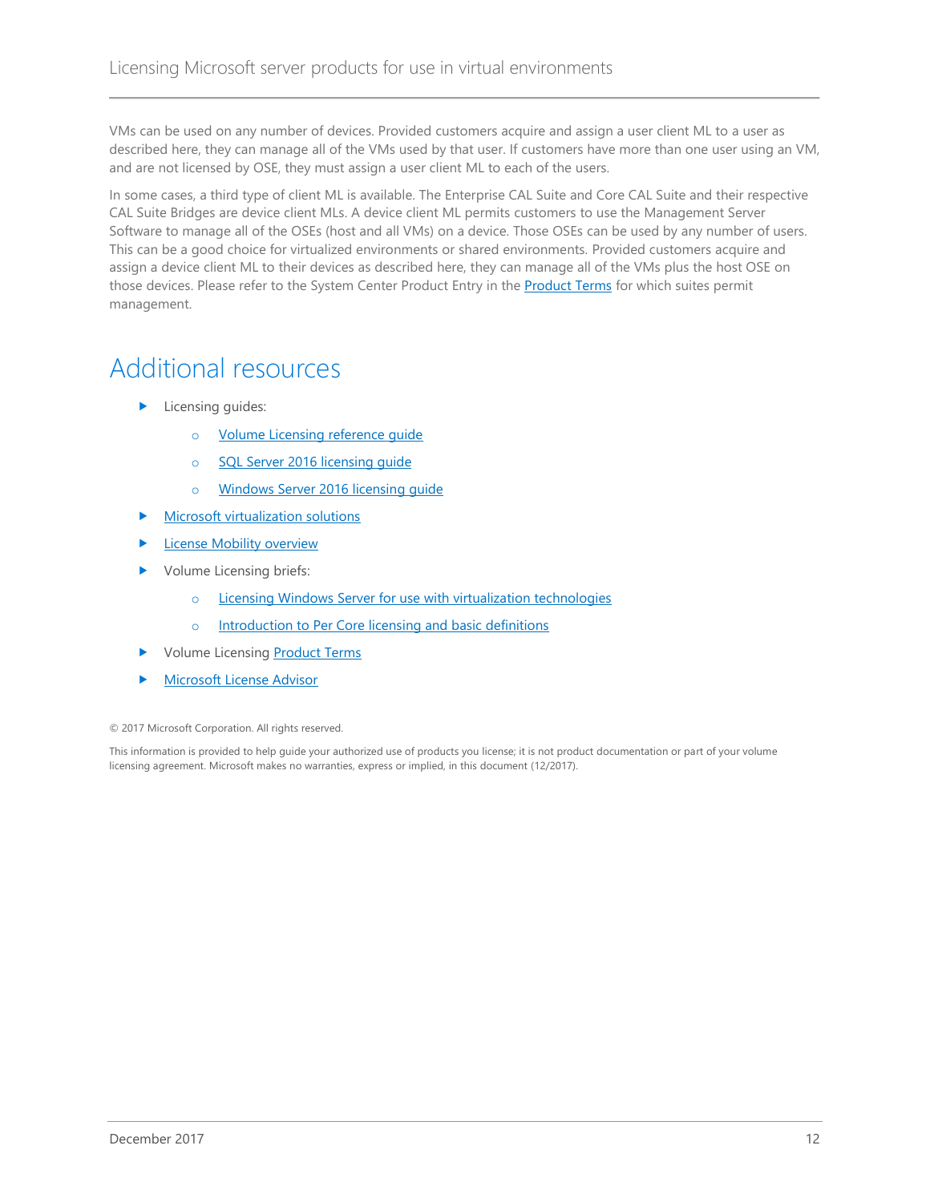VMs can be used on any number of devices. Provided customers acquire and assign a user client ML to a user as described here, they can manage all of the VMs used by that user. If customers have more than one user using an VM, and are not licensed by OSE, they must assign a user client ML to each of the users.

In some cases, a third type of client ML is available. The Enterprise CAL Suite and Core CAL Suite and their respective CAL Suite Bridges are device client MLs. A device client ML permits customers to use the Management Server Software to manage all of the OSEs (host and all VMs) on a device. Those OSEs can be used by any number of users. This can be a good choice for virtualized environments or shared environments. Provided customers acquire and assign a device client ML to their devices as described here, they can manage all of the VMs plus the host OSE on those devices. Please refer to the System Center Product Entry in the Product Terms for which suites permit management.

# Additional resources

- Licensing guides:
  - Volume Licensing reference guide
  - SQL Server 2016 licensing guide
  - Windows Server 2016 licensing guide
- Microsoft virtualization solutions
- License Mobility overview
- Volume Licensing briefs:
  - Licensing Windows Server for use with virtualization technologies
  - Introduction to Per Core licensing and basic definitions
- Volume Licensing Product Terms
- Microsoft License Advisor

© 2017 Microsoft Corporation. All rights reserved.

This information is provided to help guide your authorized use of products you license; it is not product documentation or part of your volume licensing agreement. Microsoft makes no warranties, express or implied, in this document (12/2017).